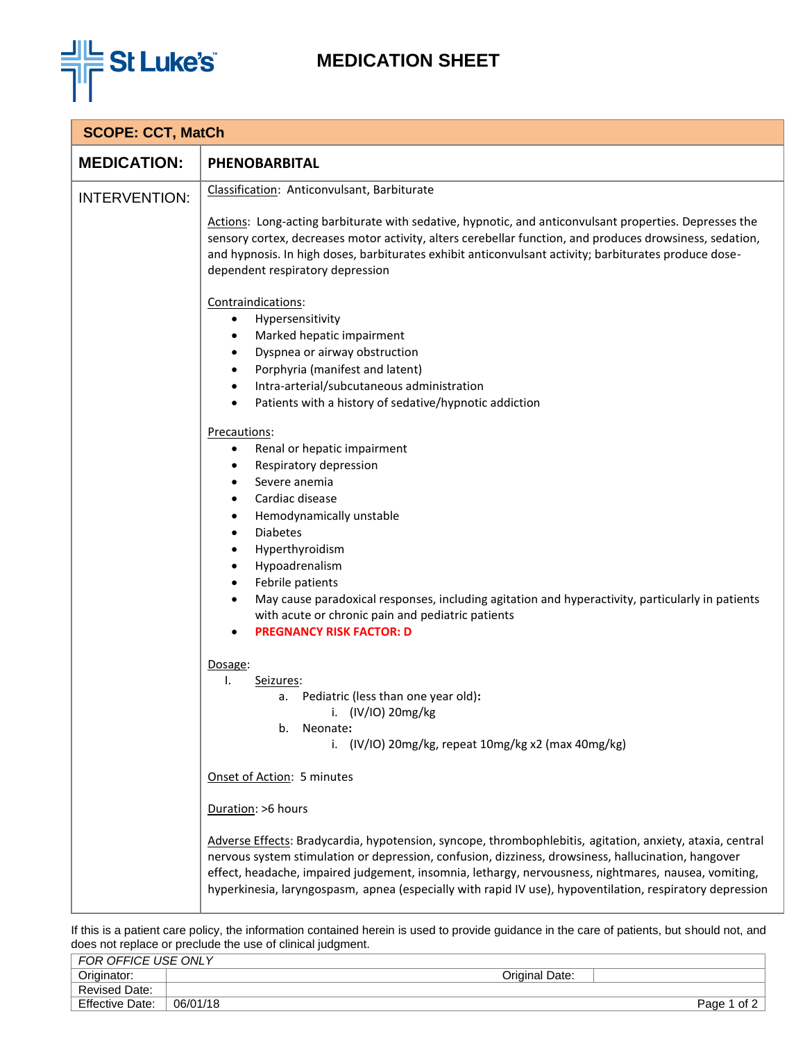St Luke's

# MEDICATION SHEET

**SCOPE: CCT, MatCh**

## MEDICATION: PHENOBARBITAL

**INTERVENTION:**

Classification: Anticonvulsant, Barbiturate

Actions: Long-acting barbiturate with sedative, hypnotic, and anticonvulsant properties. Depresses the sensory cortex, decreases motor activity, alters cerebellar function, and produces drowsiness, sedation, and hypnosis. In high doses, barbiturates exhibit anticonvulsant activity; barbiturates produce dose-dependent respiratory depression

Contraindications:

- Hypersensitivity
- Marked hepatic impairment
- Dyspnea or airway obstruction
- Porphyria (manifest and latent)
- Intra-arterial/subcutaneous administration
- Patients with a history of sedative/hypnotic addiction

Precautions:

- Renal or hepatic impairment
- Respiratory depression
- Severe anemia
- Cardiac disease
- Hemodynamically unstable
- Diabetes
- Hyperthyroidism
- Hypoadrenalism
- Febrile patients
- May cause paradoxical responses, including agitation and hyperactivity, particularly in patients with acute or chronic pain and pediatric patients
- **PREGNANCY RISK FACTOR: D**

Dosage:

I. Seizures:
   a. Pediatric (less than one year old)**:**
      i. (IV/IO) 20mg/kg
   b. Neonate**:**
      i. (IV/IO) 20mg/kg, repeat 10mg/kg x2 (max 40mg/kg)

Onset of Action: 5 minutes

Duration: >6 hours

Adverse Effects: Bradycardia, hypotension, syncope, thrombophlebitis, agitation, anxiety, ataxia, central nervous system stimulation or depression, confusion, dizziness, drowsiness, hallucination, hangover effect, headache, impaired judgement, insomnia, lethargy, nervousness, nightmares, nausea, vomiting, hyperkinesia, laryngospasm, apnea (especially with rapid IV use), hypoventilation, respiratory depression

If this is a patient care policy, the information contained herein is used to provide guidance in the care of patients, but should not, and does not replace or preclude the use of clinical judgment.

| *FOR OFFICE USE ONLY* | | | |
|---|---|---|---|
| Originator: | | Original Date: | |
| Revised Date: | | | |
| Effective Date: | 06/01/18 | | |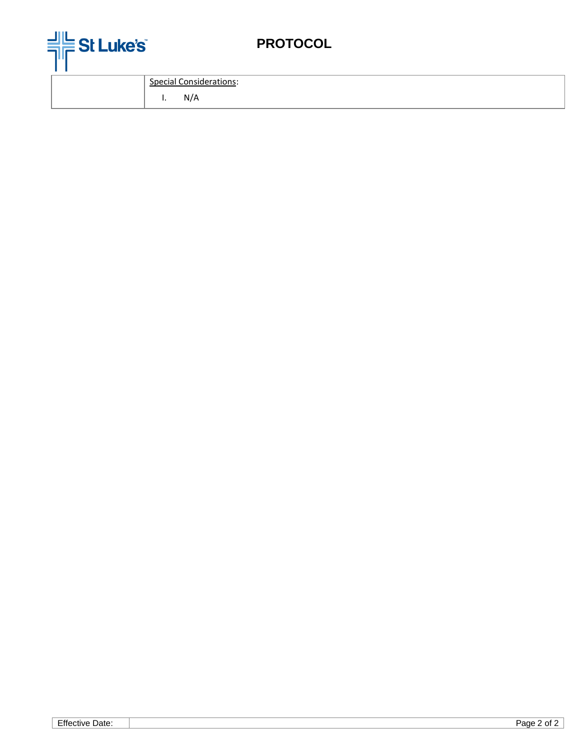| | |
|---|---|
| | Special Considerations:<br>I. N/A |